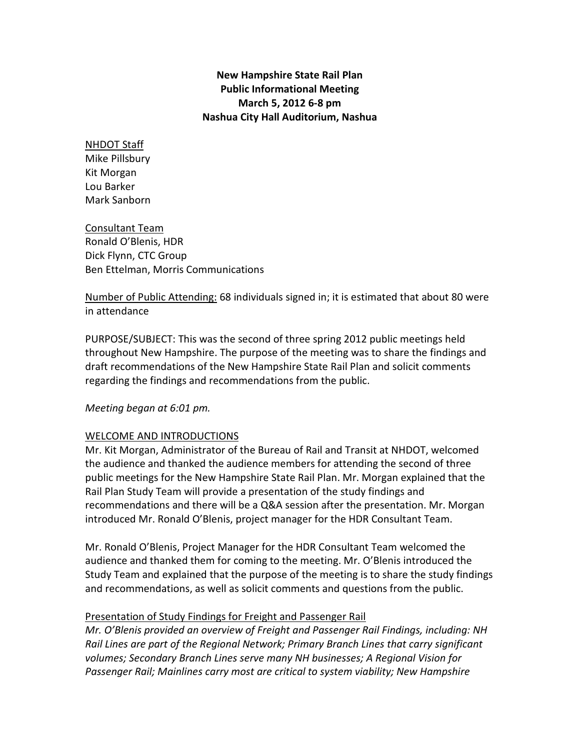**New Hampshire State Rail Plan**
**Public Informational Meeting**
**March 5, 2012 6-8 pm**
**Nashua City Hall Auditorium, Nashua**

<u>NHDOT Staff</u>
Mike Pillsbury
Kit Morgan
Lou Barker
Mark Sanborn

<u>Consultant Team</u>
Ronald O'Blenis, HDR
Dick Flynn, CTC Group
Ben Ettelman, Morris Communications

<u>Number of Public Attending:</u> 68 individuals signed in; it is estimated that about 80 were in attendance

PURPOSE/SUBJECT: This was the second of three spring 2012 public meetings held throughout New Hampshire. The purpose of the meeting was to share the findings and draft recommendations of the New Hampshire State Rail Plan and solicit comments regarding the findings and recommendations from the public.

*Meeting began at 6:01 pm.*

<u>WELCOME AND INTRODUCTIONS</u>
Mr. Kit Morgan, Administrator of the Bureau of Rail and Transit at NHDOT, welcomed the audience and thanked the audience members for attending the second of three public meetings for the New Hampshire State Rail Plan. Mr. Morgan explained that the Rail Plan Study Team will provide a presentation of the study findings and recommendations and there will be a Q&A session after the presentation. Mr. Morgan introduced Mr. Ronald O'Blenis, project manager for the HDR Consultant Team.

Mr. Ronald O'Blenis, Project Manager for the HDR Consultant Team welcomed the audience and thanked them for coming to the meeting. Mr. O'Blenis introduced the Study Team and explained that the purpose of the meeting is to share the study findings and recommendations, as well as solicit comments and questions from the public.

<u>Presentation of Study Findings for Freight and Passenger Rail</u>
*Mr. O'Blenis provided an overview of Freight and Passenger Rail Findings, including: NH Rail Lines are part of the Regional Network; Primary Branch Lines that carry significant volumes; Secondary Branch Lines serve many NH businesses; A Regional Vision for Passenger Rail; Mainlines carry most are critical to system viability; New Hampshire*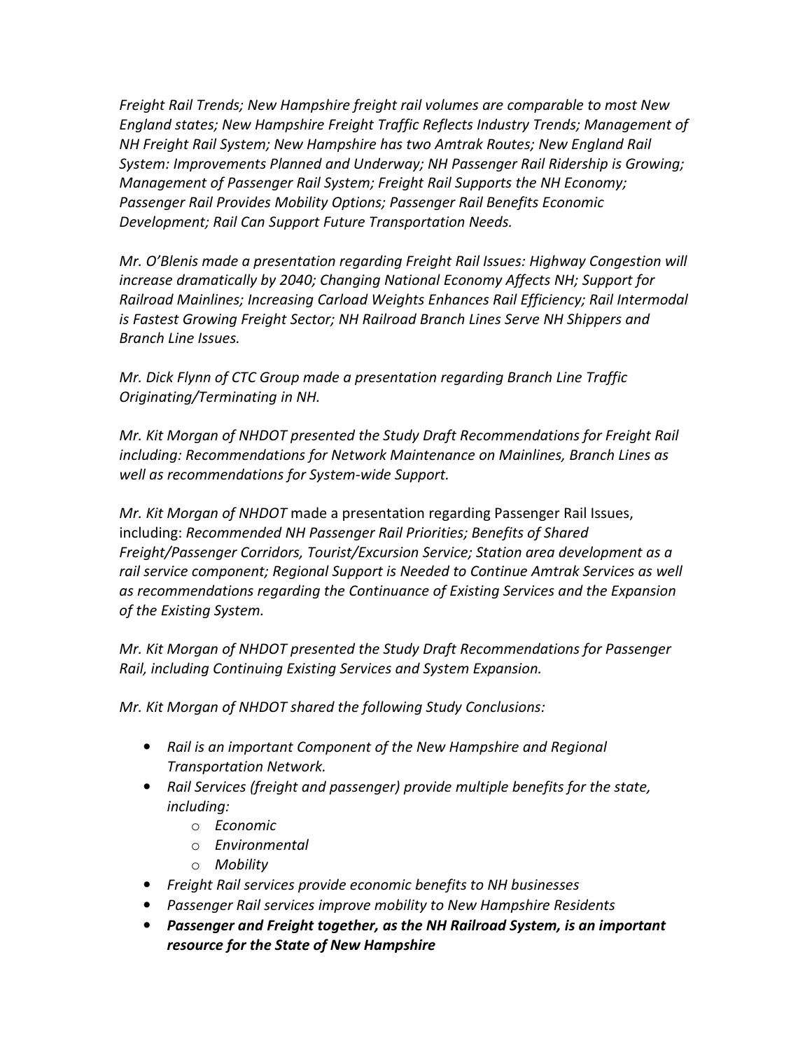*Freight Rail Trends; New Hampshire freight rail volumes are comparable to most New England states; New Hampshire Freight Traffic Reflects Industry Trends; Management of NH Freight Rail System; New Hampshire has two Amtrak Routes; New England Rail System: Improvements Planned and Underway; NH Passenger Rail Ridership is Growing; Management of Passenger Rail System; Freight Rail Supports the NH Economy; Passenger Rail Provides Mobility Options; Passenger Rail Benefits Economic Development; Rail Can Support Future Transportation Needs.*

*Mr. O'Blenis made a presentation regarding Freight Rail Issues: Highway Congestion will increase dramatically by 2040; Changing National Economy Affects NH; Support for Railroad Mainlines; Increasing Carload Weights Enhances Rail Efficiency; Rail Intermodal is Fastest Growing Freight Sector; NH Railroad Branch Lines Serve NH Shippers and Branch Line Issues.*

*Mr. Dick Flynn of CTC Group made a presentation regarding Branch Line Traffic Originating/Terminating in NH.*

*Mr. Kit Morgan of NHDOT presented the Study Draft Recommendations for Freight Rail including: Recommendations for Network Maintenance on Mainlines, Branch Lines as well as recommendations for System-wide Support.*

*Mr. Kit Morgan of NHDOT* made a presentation regarding Passenger Rail Issues, including: *Recommended NH Passenger Rail Priorities; Benefits of Shared Freight/Passenger Corridors, Tourist/Excursion Service; Station area development as a rail service component; Regional Support is Needed to Continue Amtrak Services as well as recommendations regarding the Continuance of Existing Services and the Expansion of the Existing System.*

*Mr. Kit Morgan of NHDOT presented the Study Draft Recommendations for Passenger Rail, including Continuing Existing Services and System Expansion.*

*Mr. Kit Morgan of NHDOT shared the following Study Conclusions:*

- *Rail is an important Component of the New Hampshire and Regional Transportation Network.*
- *Rail Services (freight and passenger) provide multiple benefits for the state, including:*
  - *Economic*
  - *Environmental*
  - *Mobility*
- *Freight Rail services provide economic benefits to NH businesses*
- *Passenger Rail services improve mobility to New Hampshire Residents*
- ***Passenger and Freight together, as the NH Railroad System, is an important resource for the State of New Hampshire***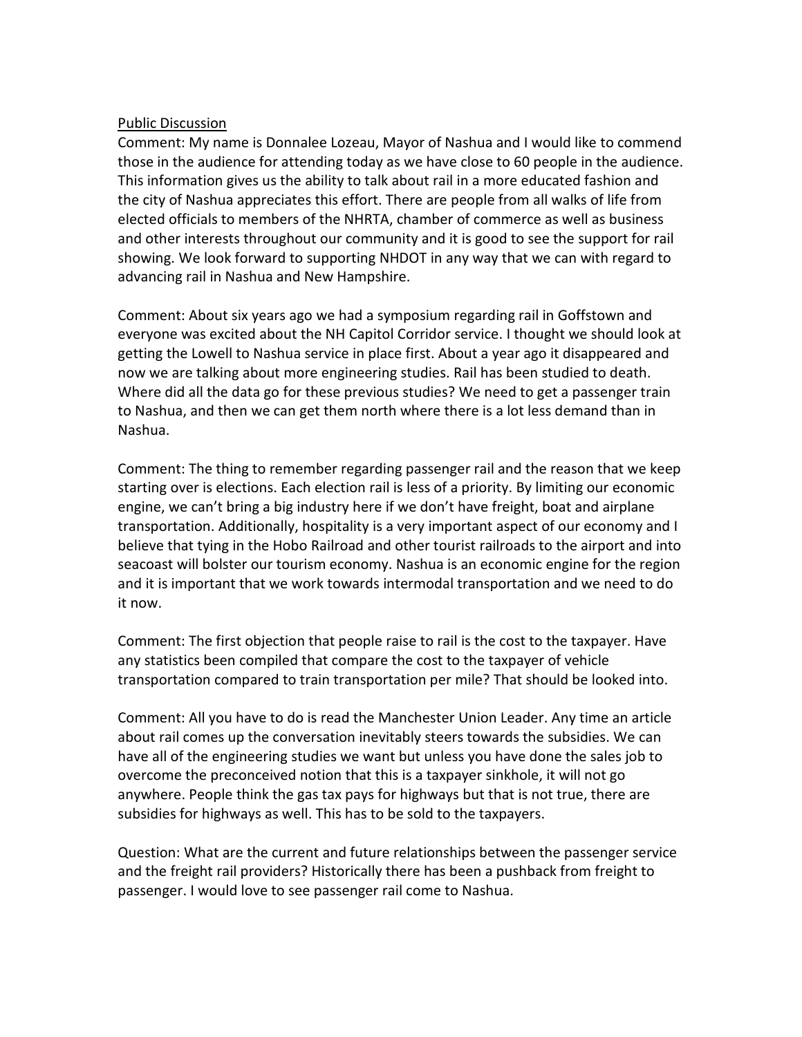<u>Public Discussion</u>

Comment: My name is Donnalee Lozeau, Mayor of Nashua and I would like to commend those in the audience for attending today as we have close to 60 people in the audience. This information gives us the ability to talk about rail in a more educated fashion and the city of Nashua appreciates this effort. There are people from all walks of life from elected officials to members of the NHRTA, chamber of commerce as well as business and other interests throughout our community and it is good to see the support for rail showing. We look forward to supporting NHDOT in any way that we can with regard to advancing rail in Nashua and New Hampshire.

Comment: About six years ago we had a symposium regarding rail in Goffstown and everyone was excited about the NH Capitol Corridor service. I thought we should look at getting the Lowell to Nashua service in place first. About a year ago it disappeared and now we are talking about more engineering studies. Rail has been studied to death. Where did all the data go for these previous studies? We need to get a passenger train to Nashua, and then we can get them north where there is a lot less demand than in Nashua.

Comment: The thing to remember regarding passenger rail and the reason that we keep starting over is elections. Each election rail is less of a priority. By limiting our economic engine, we can't bring a big industry here if we don't have freight, boat and airplane transportation. Additionally, hospitality is a very important aspect of our economy and I believe that tying in the Hobo Railroad and other tourist railroads to the airport and into seacoast will bolster our tourism economy. Nashua is an economic engine for the region and it is important that we work towards intermodal transportation and we need to do it now.

Comment: The first objection that people raise to rail is the cost to the taxpayer. Have any statistics been compiled that compare the cost to the taxpayer of vehicle transportation compared to train transportation per mile? That should be looked into.

Comment: All you have to do is read the Manchester Union Leader. Any time an article about rail comes up the conversation inevitably steers towards the subsidies. We can have all of the engineering studies we want but unless you have done the sales job to overcome the preconceived notion that this is a taxpayer sinkhole, it will not go anywhere. People think the gas tax pays for highways but that is not true, there are subsidies for highways as well. This has to be sold to the taxpayers.

Question: What are the current and future relationships between the passenger service and the freight rail providers? Historically there has been a pushback from freight to passenger. I would love to see passenger rail come to Nashua.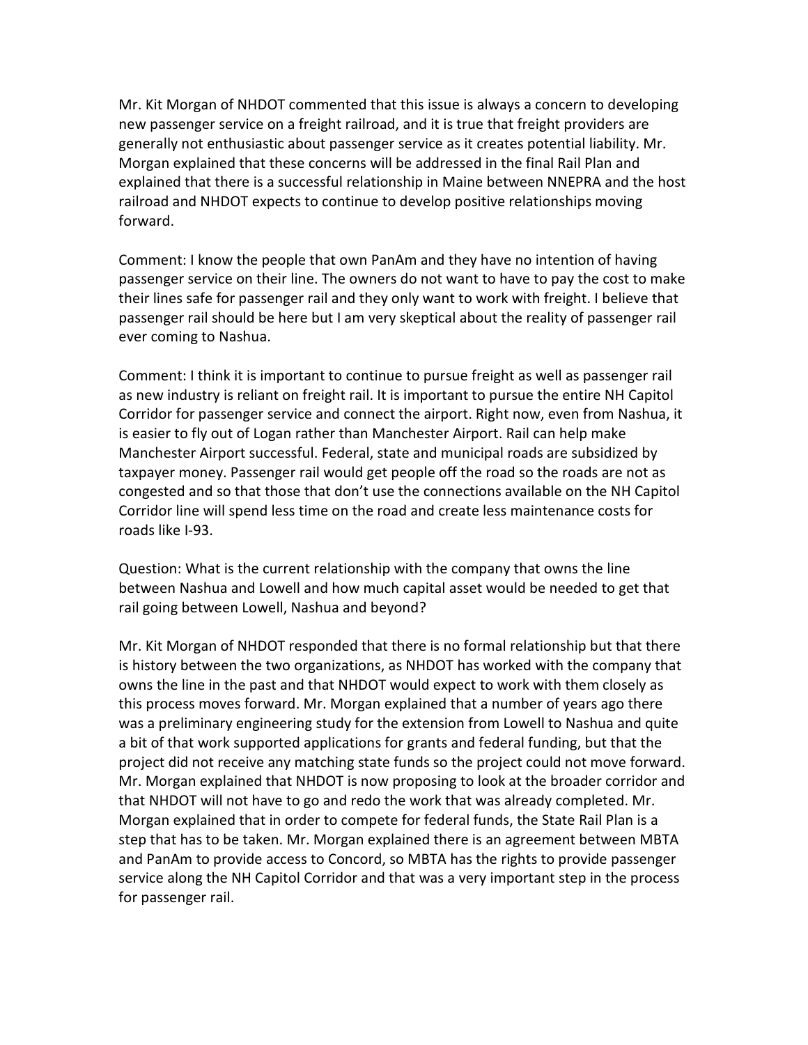Mr. Kit Morgan of NHDOT commented that this issue is always a concern to developing new passenger service on a freight railroad, and it is true that freight providers are generally not enthusiastic about passenger service as it creates potential liability. Mr. Morgan explained that these concerns will be addressed in the final Rail Plan and explained that there is a successful relationship in Maine between NNEPRA and the host railroad and NHDOT expects to continue to develop positive relationships moving forward.

Comment: I know the people that own PanAm and they have no intention of having passenger service on their line. The owners do not want to have to pay the cost to make their lines safe for passenger rail and they only want to work with freight. I believe that passenger rail should be here but I am very skeptical about the reality of passenger rail ever coming to Nashua.

Comment: I think it is important to continue to pursue freight as well as passenger rail as new industry is reliant on freight rail. It is important to pursue the entire NH Capitol Corridor for passenger service and connect the airport. Right now, even from Nashua, it is easier to fly out of Logan rather than Manchester Airport. Rail can help make Manchester Airport successful. Federal, state and municipal roads are subsidized by taxpayer money. Passenger rail would get people off the road so the roads are not as congested and so that those that don't use the connections available on the NH Capitol Corridor line will spend less time on the road and create less maintenance costs for roads like I-93.

Question: What is the current relationship with the company that owns the line between Nashua and Lowell and how much capital asset would be needed to get that rail going between Lowell, Nashua and beyond?

Mr. Kit Morgan of NHDOT responded that there is no formal relationship but that there is history between the two organizations, as NHDOT has worked with the company that owns the line in the past and that NHDOT would expect to work with them closely as this process moves forward. Mr. Morgan explained that a number of years ago there was a preliminary engineering study for the extension from Lowell to Nashua and quite a bit of that work supported applications for grants and federal funding, but that the project did not receive any matching state funds so the project could not move forward. Mr. Morgan explained that NHDOT is now proposing to look at the broader corridor and that NHDOT will not have to go and redo the work that was already completed. Mr. Morgan explained that in order to compete for federal funds, the State Rail Plan is a step that has to be taken. Mr. Morgan explained there is an agreement between MBTA and PanAm to provide access to Concord, so MBTA has the rights to provide passenger service along the NH Capitol Corridor and that was a very important step in the process for passenger rail.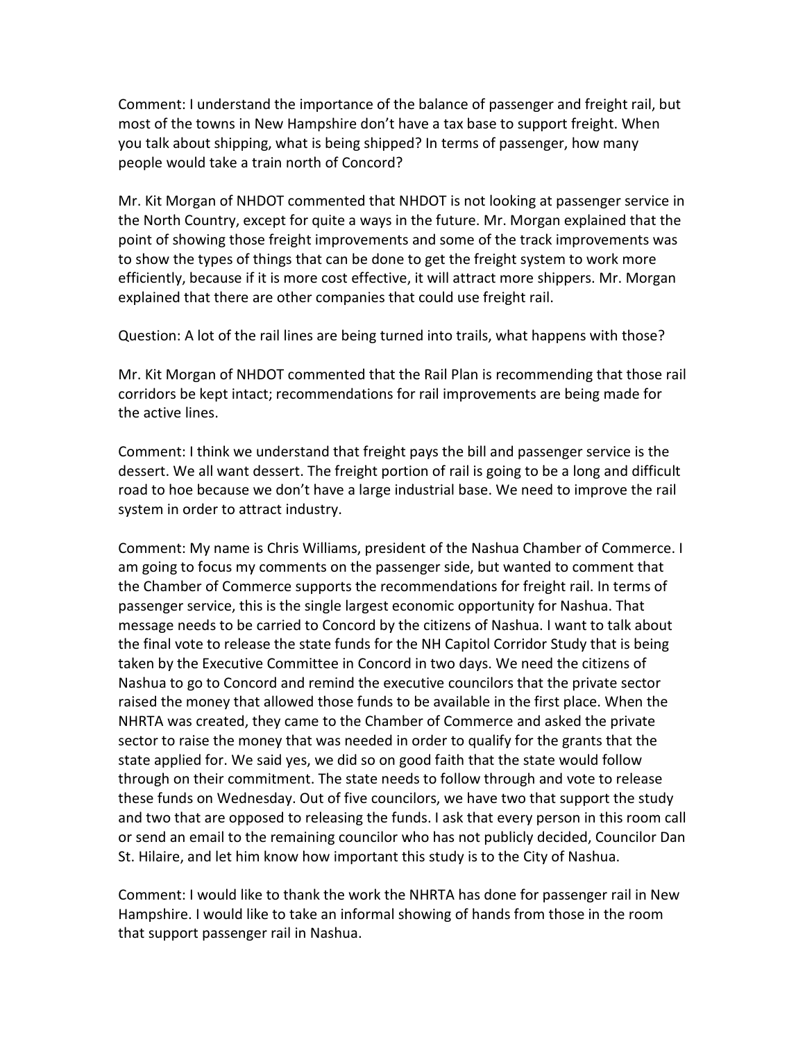Comment: I understand the importance of the balance of passenger and freight rail, but most of the towns in New Hampshire don't have a tax base to support freight. When you talk about shipping, what is being shipped? In terms of passenger, how many people would take a train north of Concord?

Mr. Kit Morgan of NHDOT commented that NHDOT is not looking at passenger service in the North Country, except for quite a ways in the future. Mr. Morgan explained that the point of showing those freight improvements and some of the track improvements was to show the types of things that can be done to get the freight system to work more efficiently, because if it is more cost effective, it will attract more shippers. Mr. Morgan explained that there are other companies that could use freight rail.

Question: A lot of the rail lines are being turned into trails, what happens with those?

Mr. Kit Morgan of NHDOT commented that the Rail Plan is recommending that those rail corridors be kept intact; recommendations for rail improvements are being made for the active lines.

Comment: I think we understand that freight pays the bill and passenger service is the dessert. We all want dessert. The freight portion of rail is going to be a long and difficult road to hoe because we don't have a large industrial base. We need to improve the rail system in order to attract industry.

Comment: My name is Chris Williams, president of the Nashua Chamber of Commerce. I am going to focus my comments on the passenger side, but wanted to comment that the Chamber of Commerce supports the recommendations for freight rail. In terms of passenger service, this is the single largest economic opportunity for Nashua. That message needs to be carried to Concord by the citizens of Nashua. I want to talk about the final vote to release the state funds for the NH Capitol Corridor Study that is being taken by the Executive Committee in Concord in two days. We need the citizens of Nashua to go to Concord and remind the executive councilors that the private sector raised the money that allowed those funds to be available in the first place. When the NHRTA was created, they came to the Chamber of Commerce and asked the private sector to raise the money that was needed in order to qualify for the grants that the state applied for. We said yes, we did so on good faith that the state would follow through on their commitment. The state needs to follow through and vote to release these funds on Wednesday. Out of five councilors, we have two that support the study and two that are opposed to releasing the funds. I ask that every person in this room call or send an email to the remaining councilor who has not publicly decided, Councilor Dan St. Hilaire, and let him know how important this study is to the City of Nashua.

Comment: I would like to thank the work the NHRTA has done for passenger rail in New Hampshire. I would like to take an informal showing of hands from those in the room that support passenger rail in Nashua.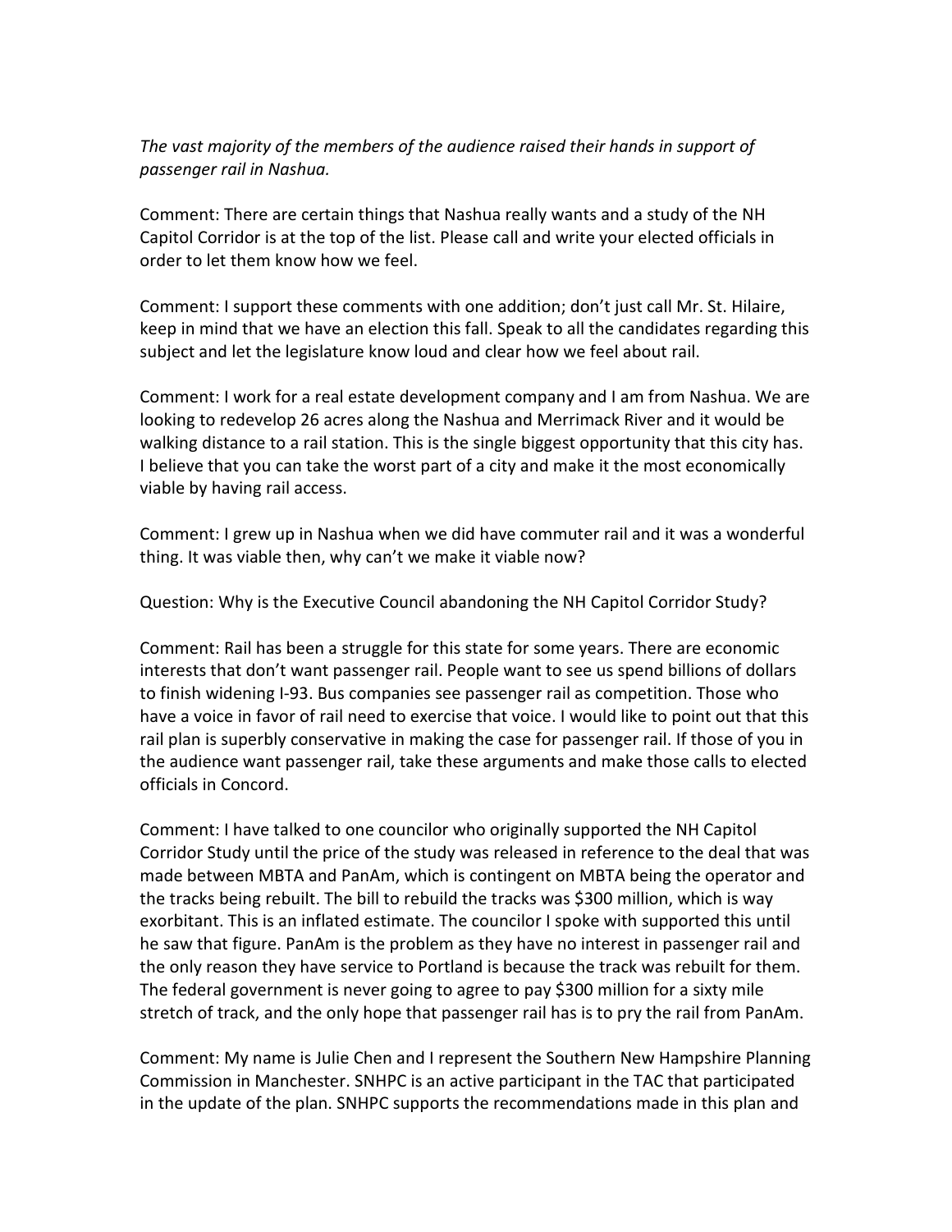*The vast majority of the members of the audience raised their hands in support of passenger rail in Nashua.*

Comment: There are certain things that Nashua really wants and a study of the NH Capitol Corridor is at the top of the list. Please call and write your elected officials in order to let them know how we feel.

Comment: I support these comments with one addition; don't just call Mr. St. Hilaire, keep in mind that we have an election this fall. Speak to all the candidates regarding this subject and let the legislature know loud and clear how we feel about rail.

Comment: I work for a real estate development company and I am from Nashua. We are looking to redevelop 26 acres along the Nashua and Merrimack River and it would be walking distance to a rail station. This is the single biggest opportunity that this city has. I believe that you can take the worst part of a city and make it the most economically viable by having rail access.

Comment: I grew up in Nashua when we did have commuter rail and it was a wonderful thing. It was viable then, why can't we make it viable now?

Question: Why is the Executive Council abandoning the NH Capitol Corridor Study?

Comment: Rail has been a struggle for this state for some years. There are economic interests that don't want passenger rail. People want to see us spend billions of dollars to finish widening I-93. Bus companies see passenger rail as competition. Those who have a voice in favor of rail need to exercise that voice. I would like to point out that this rail plan is superbly conservative in making the case for passenger rail. If those of you in the audience want passenger rail, take these arguments and make those calls to elected officials in Concord.

Comment: I have talked to one councilor who originally supported the NH Capitol Corridor Study until the price of the study was released in reference to the deal that was made between MBTA and PanAm, which is contingent on MBTA being the operator and the tracks being rebuilt. The bill to rebuild the tracks was $300 million, which is way exorbitant. This is an inflated estimate. The councilor I spoke with supported this until he saw that figure. PanAm is the problem as they have no interest in passenger rail and the only reason they have service to Portland is because the track was rebuilt for them. The federal government is never going to agree to pay $300 million for a sixty mile stretch of track, and the only hope that passenger rail has is to pry the rail from PanAm.

Comment: My name is Julie Chen and I represent the Southern New Hampshire Planning Commission in Manchester. SNHPC is an active participant in the TAC that participated in the update of the plan. SNHPC supports the recommendations made in this plan and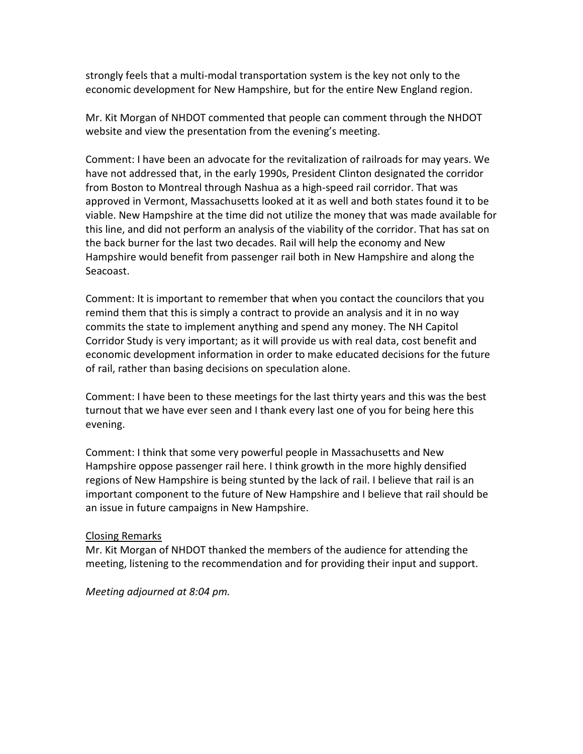strongly feels that a multi-modal transportation system is the key not only to the economic development for New Hampshire, but for the entire New England region.

Mr. Kit Morgan of NHDOT commented that people can comment through the NHDOT website and view the presentation from the evening's meeting.

Comment: I have been an advocate for the revitalization of railroads for may years. We have not addressed that, in the early 1990s, President Clinton designated the corridor from Boston to Montreal through Nashua as a high-speed rail corridor. That was approved in Vermont, Massachusetts looked at it as well and both states found it to be viable. New Hampshire at the time did not utilize the money that was made available for this line, and did not perform an analysis of the viability of the corridor. That has sat on the back burner for the last two decades. Rail will help the economy and New Hampshire would benefit from passenger rail both in New Hampshire and along the Seacoast.

Comment: It is important to remember that when you contact the councilors that you remind them that this is simply a contract to provide an analysis and it in no way commits the state to implement anything and spend any money. The NH Capitol Corridor Study is very important; as it will provide us with real data, cost benefit and economic development information in order to make educated decisions for the future of rail, rather than basing decisions on speculation alone.

Comment: I have been to these meetings for the last thirty years and this was the best turnout that we have ever seen and I thank every last one of you for being here this evening.

Comment: I think that some very powerful people in Massachusetts and New Hampshire oppose passenger rail here. I think growth in the more highly densified regions of New Hampshire is being stunted by the lack of rail. I believe that rail is an important component to the future of New Hampshire and I believe that rail should be an issue in future campaigns in New Hampshire.

Closing Remarks

Mr. Kit Morgan of NHDOT thanked the members of the audience for attending the meeting, listening to the recommendation and for providing their input and support.

*Meeting adjourned at 8:04 pm.*